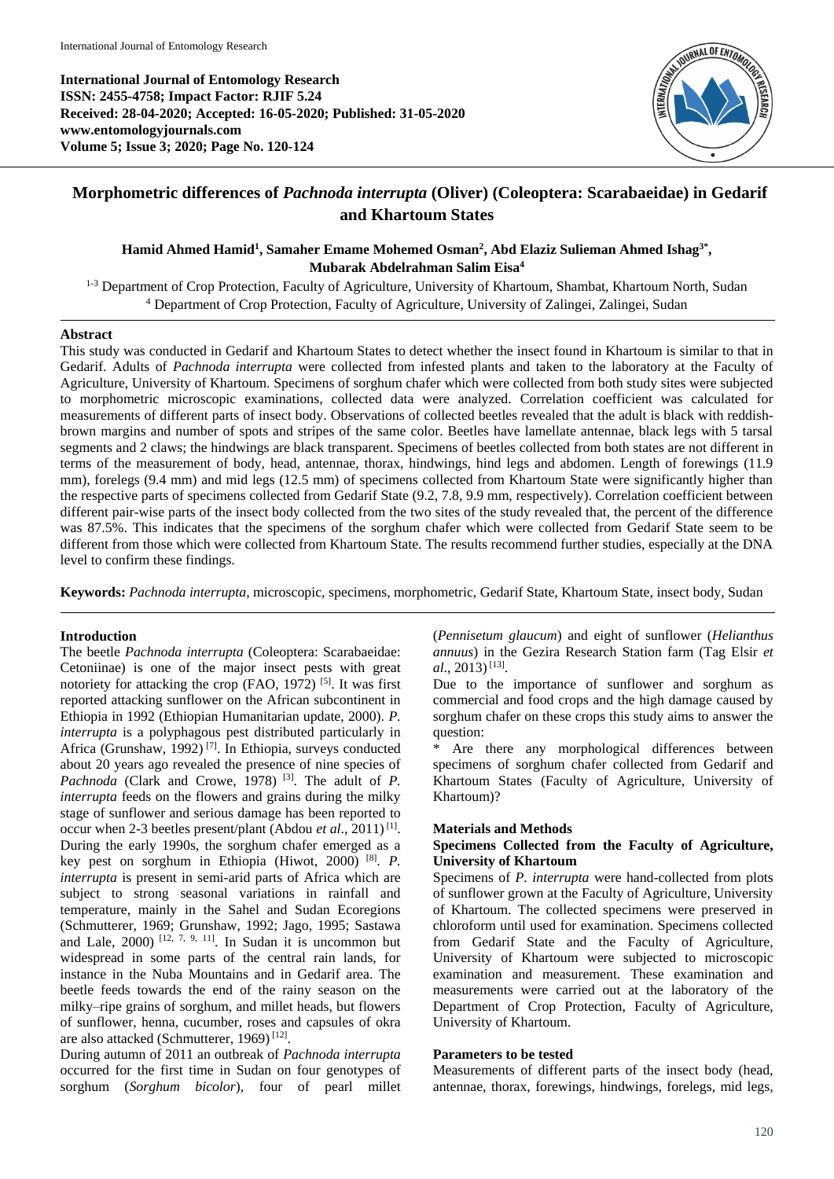**International Journal of Entomology Research**
**ISSN: 2455-4758; Impact Factor: RJIF 5.24**
**Received: 28-04-2020; Accepted: 16-05-2020; Published: 31-05-2020**
**www.entomologyjournals.com**
**Volume 5; Issue 3; 2020; Page No. 120-124**

# Morphometric differences of *Pachnoda interrupta* (Oliver) (Coleoptera: Scarabaeidae) in Gedarif and Khartoum States

**Hamid Ahmed Hamid[1], Samaher Emame Mohemed Osman[2], Abd Elaziz Sulieman Ahmed Ishag[3*], Mubarak Abdelrahman Salim Eisa[4]**

[1-3] Department of Crop Protection, Faculty of Agriculture, University of Khartoum, Shambat, Khartoum North, Sudan
[4] Department of Crop Protection, Faculty of Agriculture, University of Zalingei, Zalingei, Sudan

## Abstract

This study was conducted in Gedarif and Khartoum States to detect whether the insect found in Khartoum is similar to that in Gedarif. Adults of *Pachnoda interrupta* were collected from infested plants and taken to the laboratory at the Faculty of Agriculture, University of Khartoum. Specimens of sorghum chafer which were collected from both study sites were subjected to morphometric microscopic examinations, collected data were analyzed. Correlation coefficient was calculated for measurements of different parts of insect body. Observations of collected beetles revealed that the adult is black with reddish-brown margins and number of spots and stripes of the same color. Beetles have lamellate antennae, black legs with 5 tarsal segments and 2 claws; the hindwings are black transparent. Specimens of beetles collected from both states are not different in terms of the measurement of body, head, antennae, thorax, hindwings, hind legs and abdomen. Length of forewings (11.9 mm), forelegs (9.4 mm) and mid legs (12.5 mm) of specimens collected from Khartoum State were significantly higher than the respective parts of specimens collected from Gedarif State (9.2, 7.8, 9.9 mm, respectively). Correlation coefficient between different pair-wise parts of the insect body collected from the two sites of the study revealed that, the percent of the difference was 87.5%. This indicates that the specimens of the sorghum chafer which were collected from Gedarif State seem to be different from those which were collected from Khartoum State. The results recommend further studies, especially at the DNA level to confirm these findings.

**Keywords:** *Pachnoda interrupta*, microscopic, specimens, morphometric, Gedarif State, Khartoum State, insect body, Sudan

## Introduction

The beetle *Pachnoda interrupta* (Coleoptera: Scarabaeidae: Cetoniinae) is one of the major insect pests with great notoriety for attacking the crop (FAO, 1972) [5]. It was first reported attacking sunflower on the African subcontinent in Ethiopia in 1992 (Ethiopian Humanitarian update, 2000). *P. interrupta* is a polyphagous pest distributed particularly in Africa (Grunshaw, 1992) [7]. In Ethiopia, surveys conducted about 20 years ago revealed the presence of nine species of *Pachnoda* (Clark and Crowe, 1978) [3]. The adult of *P. interrupta* feeds on the flowers and grains during the milky stage of sunflower and serious damage has been reported to occur when 2-3 beetles present/plant (Abdou *et al*., 2011) [1]. During the early 1990s, the sorghum chafer emerged as a key pest on sorghum in Ethiopia (Hiwot, 2000) [8]. *P. interrupta* is present in semi-arid parts of Africa which are subject to strong seasonal variations in rainfall and temperature, mainly in the Sahel and Sudan Ecoregions (Schmutterer, 1969; Grunshaw, 1992; Jago, 1995; Sastawa and Lale, 2000) [12, 7, 9, 11]. In Sudan it is uncommon but widespread in some parts of the central rain lands, for instance in the Nuba Mountains and in Gedarif area. The beetle feeds towards the end of the rainy season on the milky–ripe grains of sorghum, and millet heads, but flowers of sunflower, henna, cucumber, roses and capsules of okra are also attacked (Schmutterer, 1969) [12].

During autumn of 2011 an outbreak of *Pachnoda interrupta* occurred for the first time in Sudan on four genotypes of sorghum (*Sorghum bicolor*), four of pearl millet (*Pennisetum glaucum*) and eight of sunflower (*Helianthus annuus*) in the Gezira Research Station farm (Tag Elsir *et al*., 2013) [13].

Due to the importance of sunflower and sorghum as commercial and food crops and the high damage caused by sorghum chafer on these crops this study aims to answer the question:

\* Are there any morphological differences between specimens of sorghum chafer collected from Gedarif and Khartoum States (Faculty of Agriculture, University of Khartoum)?

## Materials and Methods

### Specimens Collected from the Faculty of Agriculture, University of Khartoum

Specimens of *P. interrupta* were hand-collected from plots of sunflower grown at the Faculty of Agriculture, University of Khartoum. The collected specimens were preserved in chloroform until used for examination. Specimens collected from Gedarif State and the Faculty of Agriculture, University of Khartoum were subjected to microscopic examination and measurement. These examination and measurements were carried out at the laboratory of the Department of Crop Protection, Faculty of Agriculture, University of Khartoum.

### Parameters to be tested

Measurements of different parts of the insect body (head, antennae, thorax, forewings, hindwings, forelegs, mid legs,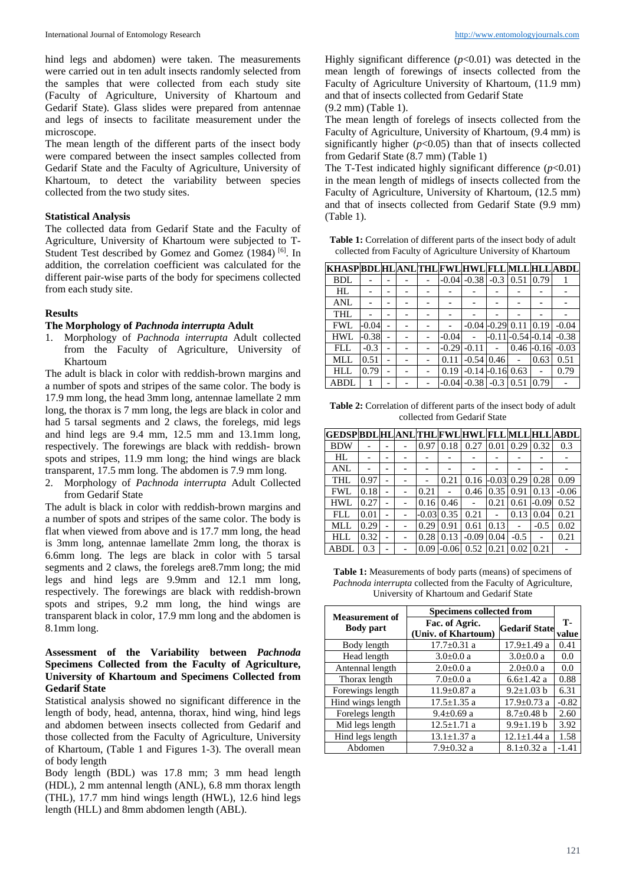hind legs and abdomen) were taken. The measurements were carried out in ten adult insects randomly selected from the samples that were collected from each study site (Faculty of Agriculture, University of Khartoum and Gedarif State). Glass slides were prepared from antennae and legs of insects to facilitate measurement under the microscope.

The mean length of the different parts of the insect body were compared between the insect samples collected from Gedarif State and the Faculty of Agriculture, University of Khartoum, to detect the variability between species collected from the two study sites.

### Statistical Analysis

The collected data from Gedarif State and the Faculty of Agriculture, University of Khartoum were subjected to T-Student Test described by Gomez and Gomez (1984) [6]. In addition, the correlation coefficient was calculated for the different pair-wise parts of the body for specimens collected from each study site.

## Results

### The Morphology of *Pachnoda interrupta* Adult

1. Morphology of *Pachnoda interrupta* Adult collected from the Faculty of Agriculture, University of Khartoum

The adult is black in color with reddish-brown margins and a number of spots and stripes of the same color. The body is 17.9 mm long, the head 3mm long, antennae lamellate 2 mm long, the thorax is 7 mm long, the legs are black in color and had 5 tarsal segments and 2 claws, the forelegs, mid legs and hind legs are 9.4 mm, 12.5 mm and 13.1mm long, respectively. The forewings are black with reddish- brown spots and stripes, 11.9 mm long; the hind wings are black transparent, 17.5 mm long. The abdomen is 7.9 mm long.

2. Morphology of *Pachnoda interrupta* Adult Collected from Gedarif State

The adult is black in color with reddish-brown margins and a number of spots and stripes of the same color. The body is flat when viewed from above and is 17.7 mm long, the head is 3mm long, antennae lamellate 2mm long, the thorax is 6.6mm long. The legs are black in color with 5 tarsal segments and 2 claws, the forelegs are8.7mm long; the mid legs and hind legs are 9.9mm and 12.1 mm long, respectively. The forewings are black with reddish-brown spots and stripes, 9.2 mm long, the hind wings are transparent black in color, 17.9 mm long and the abdomen is 8.1mm long.

### Assessment of the Variability between *Pachnoda* Specimens Collected from the Faculty of Agriculture, University of Khartoum and Specimens Collected from Gedarif State

Statistical analysis showed no significant difference in the length of body, head, antenna, thorax, hind wing, hind legs and abdomen between insects collected from Gedarif and those collected from the Faculty of Agriculture, University of Khartoum, (Table 1 and Figures 1-3). The overall mean of body length

Body length (BDL) was 17.8 mm; 3 mm head length (HDL), 2 mm antennal length (ANL), 6.8 mm thorax length (THL), 17.7 mm hind wings length (HWL), 12.6 hind legs length (HLL) and 8mm abdomen length (ABL).

Highly significant difference ($p<0.01$) was detected in the mean length of forewings of insects collected from the Faculty of Agriculture University of Khartoum, (11.9 mm) and that of insects collected from Gedarif State (9.2 mm) (Table 1).

The mean length of forelegs of insects collected from the Faculty of Agriculture, University of Khartoum, (9.4 mm) is significantly higher ($p<0.05$) than that of insects collected from Gedarif State (8.7 mm) (Table 1)

The T-Test indicated highly significant difference ($p<0.01$) in the mean length of midlegs of insects collected from the Faculty of Agriculture, University of Khartoum, (12.5 mm) and that of insects collected from Gedarif State (9.9 mm) (Table 1).

**Table 1:** Correlation of different parts of the insect body of adult collected from Faculty of Agriculture University of Khartoum

| KHASP | BDL | HL | ANL | THL | FWL | HWL | FLL | MLL | HLL | ABDL |
|---|---|---|---|---|---|---|---|---|---|---|
| BDL | - | - | - | - | -0.04 | -0.38 | -0.3 | 0.51 | 0.79 | 1 |
| HL | - | - | - | - | - | - | - | - | - | - |
| ANL | - | - | - | - | - | - | - | - | - | - |
| THL | - | - | - | - | - | - | - | - | - | - |
| FWL | -0.04 | - | - | - | - | -0.04 | -0.29 | 0.11 | 0.19 | -0.04 |
| HWL | -0.38 | - | - | - | -0.04 | - | -0.11 | -0.54 | -0.14 | -0.38 |
| FLL | -0.3 | - | - | - | -0.29 | -0.11 | - | 0.46 | -0.16 | -0.03 |
| MLL | 0.51 | - | - | - | 0.11 | -0.54 | 0.46 | - | 0.63 | 0.51 |
| HLL | 0.79 | - | - | - | 0.19 | -0.14 | -0.16 | 0.63 | - | 0.79 |
| ABDL | 1 | - | - | - | -0.04 | -0.38 | -0.3 | 0.51 | 0.79 | - |

**Table 2:** Correlation of different parts of the insect body of adult collected from Gedarif State

| GEDSP | BDL | HL | ANL | THL | FWL | HWL | FLL | MLL | HLL | ABDL |
|---|---|---|---|---|---|---|---|---|---|---|
| BDW | - | - | - | 0.97 | 0.18 | 0.27 | 0.01 | 0.29 | 0.32 | 0.3 |
| HL | - | - | - | - | - | - | - | - | - | - |
| ANL | - | - | - | - | - | - | - | - | - | - |
| THL | 0.97 | - | - | - | 0.21 | 0.16 | -0.03 | 0.29 | 0.28 | 0.09 |
| FWL | 0.18 | - | - | 0.21 | - | 0.46 | 0.35 | 0.91 | 0.13 | -0.06 |
| HWL | 0.27 | - | - | 0.16 | 0.46 | - | 0.21 | 0.61 | -0.09 | 0.52 |
| FLL | 0.01 | - | - | -0.03 | 0.35 | 0.21 | - | 0.13 | 0.04 | 0.21 |
| MLL | 0.29 | - | - | 0.29 | 0.91 | 0.61 | 0.13 | - | -0.5 | 0.02 |
| HLL | 0.32 | - | - | 0.28 | 0.13 | -0.09 | 0.04 | -0.5 | - | 0.21 |
| ABDL | 0.3 | - | - | 0.09 | -0.06 | 0.52 | 0.21 | 0.02 | 0.21 | - |

**Table 1:** Measurements of body parts (means) of specimens of *Pachnoda interrupta* collected from the Faculty of Agriculture, University of Khartoum and Gedarif State

| Measurement of Body part | Specimens collected from | | T-value |
|---|---|---|---|
| | Fac. of Agric. (Univ. of Khartoum) | Gedarif State | |
| Body length | 17.7±0.31 a | 17.9±1.49 a | 0.41 |
| Head length | 3.0±0.0 a | 3.0±0.0 a | 0.0 |
| Antennal length | 2.0±0.0 a | 2.0±0.0 a | 0.0 |
| Thorax length | 7.0±0.0 a | 6.6±1.42 a | 0.88 |
| Forewings length | 11.9±0.87 a | 9.2±1.03 b | 6.31 |
| Hind wings length | 17.5±1.35 a | 17.9±0.73 a | -0.82 |
| Forelegs length | 9.4±0.69 a | 8.7±0.48 b | 2.60 |
| Mid legs length | 12.5±1.71 a | 9.9±1.19 b | 3.92 |
| Hind legs length | 13.1±1.37 a | 12.1±1.44 a | 1.58 |
| Abdomen | 7.9±0.32 a | 8.1±0.32 a | -1.41 |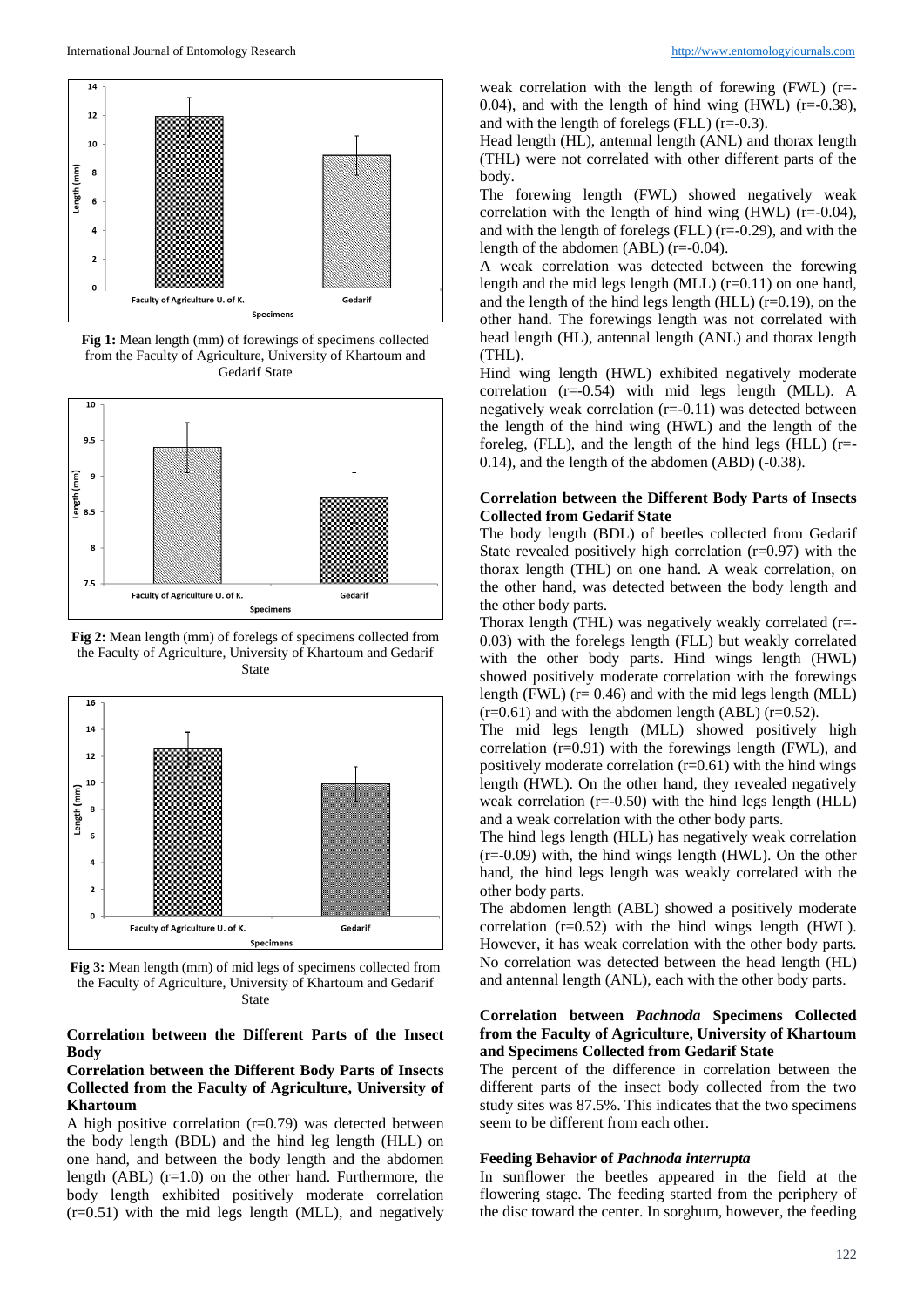Fig 1: Mean length (mm) of forewings of specimens collected from the Faculty of Agriculture, University of Khartoum and Gedarif State

Fig 2: Mean length (mm) of forelegs of specimens collected from the Faculty of Agriculture, University of Khartoum and Gedarif State

Fig 3: Mean length (mm) of mid legs of specimens collected from the Faculty of Agriculture, University of Khartoum and Gedarif State

## Correlation between the Different Parts of the Insect Body

### Correlation between the Different Body Parts of Insects Collected from the Faculty of Agriculture, University of Khartoum

A high positive correlation (r=0.79) was detected between the body length (BDL) and the hind leg length (HLL) on one hand, and between the body length and the abdomen length (ABL) (r=1.0) on the other hand. Furthermore, the body length exhibited positively moderate correlation (r=0.51) with the mid legs length (MLL), and negatively weak correlation with the length of forewing (FWL) (r=-0.04), and with the length of hind wing (HWL) (r=-0.38), and with the length of forelegs (FLL) (r=-0.3).

Head length (HL), antennal length (ANL) and thorax length (THL) were not correlated with other different parts of the body.

The forewing length (FWL) showed negatively weak correlation with the length of hind wing (HWL) (r=-0.04), and with the length of forelegs (FLL) (r=-0.29), and with the length of the abdomen (ABL) (r=-0.04).

A weak correlation was detected between the forewing length and the mid legs length (MLL) (r=0.11) on one hand, and the length of the hind legs length (HLL) (r=0.19), on the other hand. The forewings length was not correlated with head length (HL), antennal length (ANL) and thorax length (THL).

Hind wing length (HWL) exhibited negatively moderate correlation (r=-0.54) with mid legs length (MLL). A negatively weak correlation (r=-0.11) was detected between the length of the hind wing (HWL) and the length of the foreleg, (FLL), and the length of the hind legs (HLL) (r=-0.14), and the length of the abdomen (ABD) (-0.38).

### Correlation between the Different Body Parts of Insects Collected from Gedarif State

The body length (BDL) of beetles collected from Gedarif State revealed positively high correlation (r=0.97) with the thorax length (THL) on one hand. A weak correlation, on the other hand, was detected between the body length and the other body parts.

Thorax length (THL) was negatively weakly correlated (r=-0.03) with the forelegs length (FLL) but weakly correlated with the other body parts. Hind wings length (HWL) showed positively moderate correlation with the forewings length (FWL) (r= 0.46) and with the mid legs length (MLL) (r=0.61) and with the abdomen length (ABL) (r=0.52).

The mid legs length (MLL) showed positively high correlation (r=0.91) with the forewings length (FWL), and positively moderate correlation (r=0.61) with the hind wings length (HWL). On the other hand, they revealed negatively weak correlation (r=-0.50) with the hind legs length (HLL) and a weak correlation with the other body parts.

The hind legs length (HLL) has negatively weak correlation (r=-0.09) with, the hind wings length (HWL). On the other hand, the hind legs length was weakly correlated with the other body parts.

The abdomen length (ABL) showed a positively moderate correlation (r=0.52) with the hind wings length (HWL). However, it has weak correlation with the other body parts. No correlation was detected between the head length (HL) and antennal length (ANL), each with the other body parts.

### Correlation between *Pachnoda* Specimens Collected from the Faculty of Agriculture, University of Khartoum and Specimens Collected from Gedarif State

The percent of the difference in correlation between the different parts of the insect body collected from the two study sites was 87.5%. This indicates that the two specimens seem to be different from each other.

### Feeding Behavior of *Pachnoda interrupta*

In sunflower the beetles appeared in the field at the flowering stage. The feeding started from the periphery of the disc toward the center. In sorghum, however, the feeding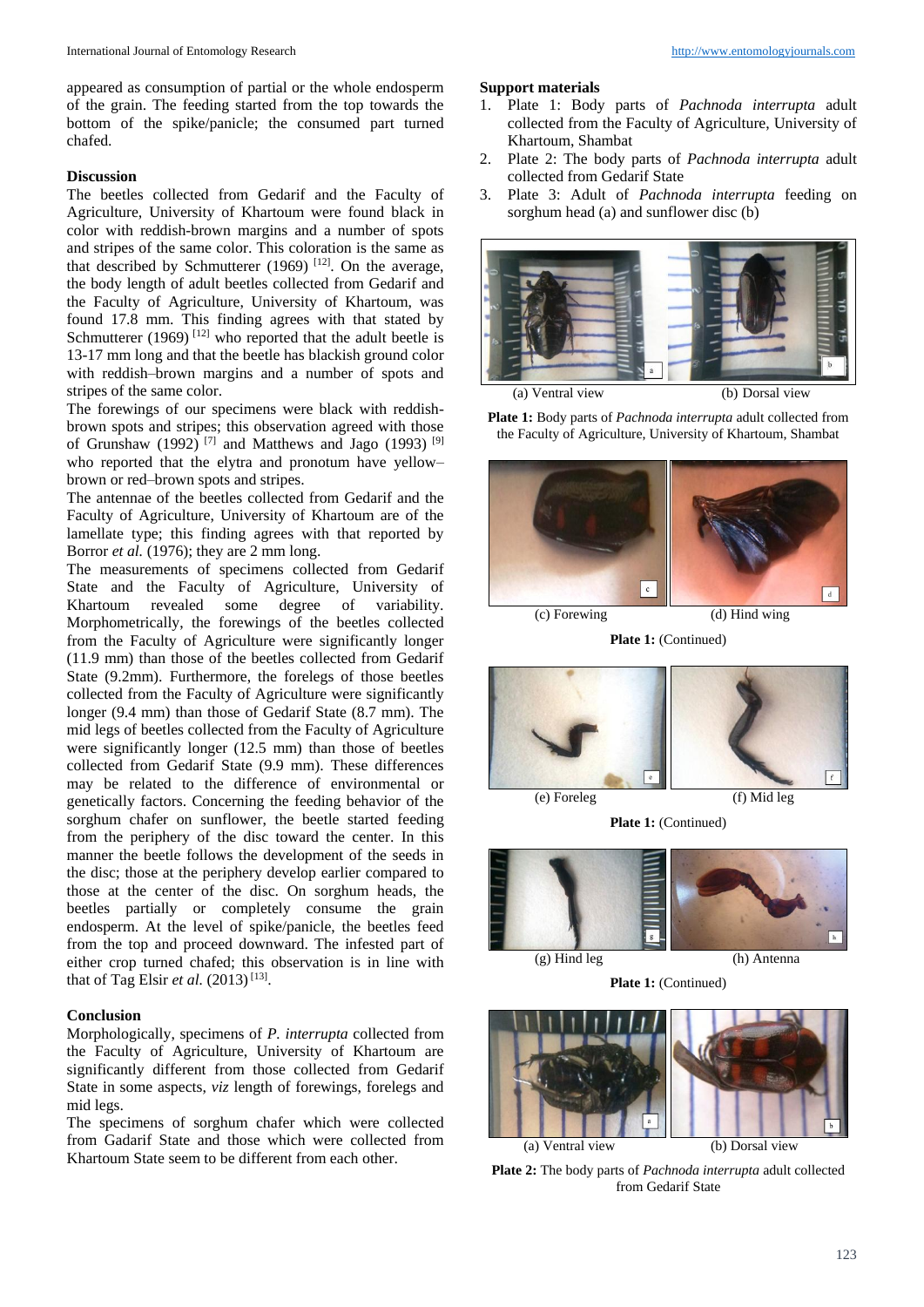appeared as consumption of partial or the whole endosperm of the grain. The feeding started from the top towards the bottom of the spike/panicle; the consumed part turned chafed.

## Discussion

The beetles collected from Gedarif and the Faculty of Agriculture, University of Khartoum were found black in color with reddish-brown margins and a number of spots and stripes of the same color. This coloration is the same as that described by Schmutterer (1969) [12]. On the average, the body length of adult beetles collected from Gedarif and the Faculty of Agriculture, University of Khartoum, was found 17.8 mm. This finding agrees with that stated by Schmutterer (1969) [12] who reported that the adult beetle is 13-17 mm long and that the beetle has blackish ground color with reddish–brown margins and a number of spots and stripes of the same color.

The forewings of our specimens were black with reddish-brown spots and stripes; this observation agreed with those of Grunshaw (1992) [7] and Matthews and Jago (1993) [9] who reported that the elytra and pronotum have yellow–brown or red–brown spots and stripes.

The antennae of the beetles collected from Gedarif and the Faculty of Agriculture, University of Khartoum are of the lamellate type; this finding agrees with that reported by Borror *et al.* (1976); they are 2 mm long.

The measurements of specimens collected from Gedarif State and the Faculty of Agriculture, University of Khartoum revealed some degree of variability. Morphometrically, the forewings of the beetles collected from the Faculty of Agriculture were significantly longer (11.9 mm) than those of the beetles collected from Gedarif State (9.2mm). Furthermore, the forelegs of those beetles collected from the Faculty of Agriculture were significantly longer (9.4 mm) than those of Gedarif State (8.7 mm). The mid legs of beetles collected from the Faculty of Agriculture were significantly longer (12.5 mm) than those of beetles collected from Gedarif State (9.9 mm). These differences may be related to the difference of environmental or genetically factors. Concerning the feeding behavior of the sorghum chafer on sunflower, the beetle started feeding from the periphery of the disc toward the center. In this manner the beetle follows the development of the seeds in the disc; those at the periphery develop earlier compared to those at the center of the disc. On sorghum heads, the beetles partially or completely consume the grain endosperm. At the level of spike/panicle, the beetles feed from the top and proceed downward. The infested part of either crop turned chafed; this observation is in line with that of Tag Elsir *et al.* (2013) [13].

## Conclusion

Morphologically, specimens of *P. interrupta* collected from the Faculty of Agriculture, University of Khartoum are significantly different from those collected from Gedarif State in some aspects, *viz* length of forewings, forelegs and mid legs.

The specimens of sorghum chafer which were collected from Gadarif State and those which were collected from Khartoum State seem to be different from each other.

## Support materials

1. Plate 1: Body parts of *Pachnoda interrupta* adult collected from the Faculty of Agriculture, University of Khartoum, Shambat
2. Plate 2: The body parts of *Pachnoda interrupta* adult collected from Gedarif State
3. Plate 3: Adult of *Pachnoda interrupta* feeding on sorghum head (a) and sunflower disc (b)

(a) Ventral view (b) Dorsal view

**Plate 1:** Body parts of *Pachnoda interrupta* adult collected from the Faculty of Agriculture, University of Khartoum, Shambat

(c) Forewing (d) Hind wing

**Plate 1:** (Continued)

(e) Foreleg (f) Mid leg

**Plate 1:** (Continued)

(g) Hind leg (h) Antenna

**Plate 1:** (Continued)

(a) Ventral view (b) Dorsal view

**Plate 2:** The body parts of *Pachnoda interrupta* adult collected from Gedarif State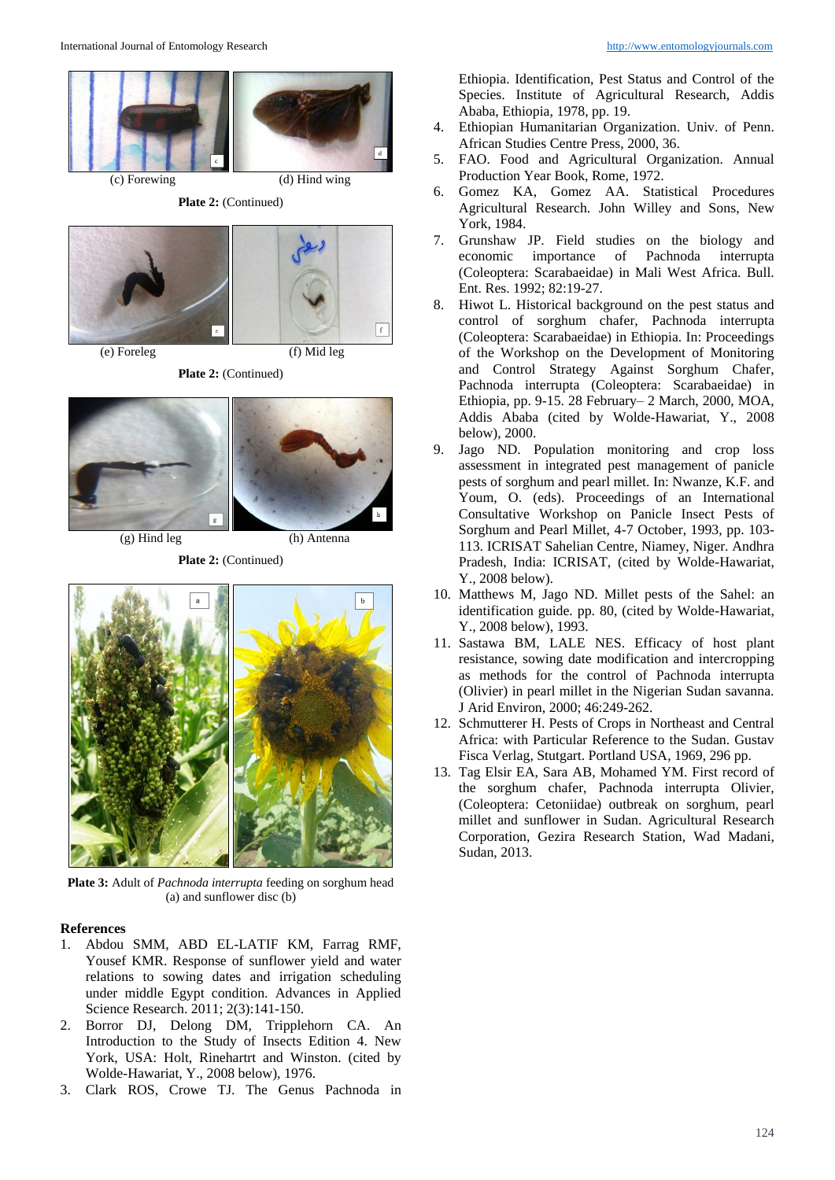(c) Forewing (d) Hind wing

**Plate 2:** (Continued)

(e) Foreleg (f) Mid leg

**Plate 2:** (Continued)

(g) Hind leg (h) Antenna

**Plate 2:** (Continued)

**Plate 3:** Adult of *Pachnoda interrupta* feeding on sorghum head (a) and sunflower disc (b)

## References

1. Abdou SMM, ABD EL-LATIF KM, Farrag RMF, Yousef KMR. Response of sunflower yield and water relations to sowing dates and irrigation scheduling under middle Egypt condition. Advances in Applied Science Research. 2011; 2(3):141-150.
2. Borror DJ, Delong DM, Tripplehorn CA. An Introduction to the Study of Insects Edition 4. New York, USA: Holt, Rinehartrt and Winston. (cited by Wolde-Hawariat, Y., 2008 below), 1976.
3. Clark ROS, Crowe TJ. The Genus Pachnoda in Ethiopia. Identification, Pest Status and Control of the Species. Institute of Agricultural Research, Addis Ababa, Ethiopia, 1978, pp. 19.
4. Ethiopian Humanitarian Organization. Univ. of Penn. African Studies Centre Press, 2000, 36.
5. FAO. Food and Agricultural Organization. Annual Production Year Book, Rome, 1972.
6. Gomez KA, Gomez AA. Statistical Procedures Agricultural Research. John Willey and Sons, New York, 1984.
7. Grunshaw JP. Field studies on the biology and economic importance of Pachnoda interrupta (Coleoptera: Scarabaeidae) in Mali West Africa. Bull. Ent. Res. 1992; 82:19-27.
8. Hiwot L. Historical background on the pest status and control of sorghum chafer, Pachnoda interrupta (Coleoptera: Scarabaeidae) in Ethiopia. In: Proceedings of the Workshop on the Development of Monitoring and Control Strategy Against Sorghum Chafer, Pachnoda interrupta (Coleoptera: Scarabaeidae) in Ethiopia, pp. 9-15. 28 February– 2 March, 2000, MOA, Addis Ababa (cited by Wolde-Hawariat, Y., 2008 below), 2000.
9. Jago ND. Population monitoring and crop loss assessment in integrated pest management of panicle pests of sorghum and pearl millet. In: Nwanze, K.F. and Youm, O. (eds). Proceedings of an International Consultative Workshop on Panicle Insect Pests of Sorghum and Pearl Millet, 4-7 October, 1993, pp. 103-113. ICRISAT Sahelian Centre, Niamey, Niger. Andhra Pradesh, India: ICRISAT, (cited by Wolde-Hawariat, Y., 2008 below).
10. Matthews M, Jago ND. Millet pests of the Sahel: an identification guide. pp. 80, (cited by Wolde-Hawariat, Y., 2008 below), 1993.
11. Sastawa BM, LALE NES. Efficacy of host plant resistance, sowing date modification and intercropping as methods for the control of Pachnoda interrupta (Olivier) in pearl millet in the Nigerian Sudan savanna. J Arid Environ, 2000; 46:249-262.
12. Schmutterer H. Pests of Crops in Northeast and Central Africa: with Particular Reference to the Sudan. Gustav Fisca Verlag, Stutgart. Portland USA, 1969, 296 pp.
13. Tag Elsir EA, Sara AB, Mohamed YM. First record of the sorghum chafer, Pachnoda interrupta Olivier, (Coleoptera: Cetoniidae) outbreak on sorghum, pearl millet and sunflower in Sudan. Agricultural Research Corporation, Gezira Research Station, Wad Madani, Sudan, 2013.